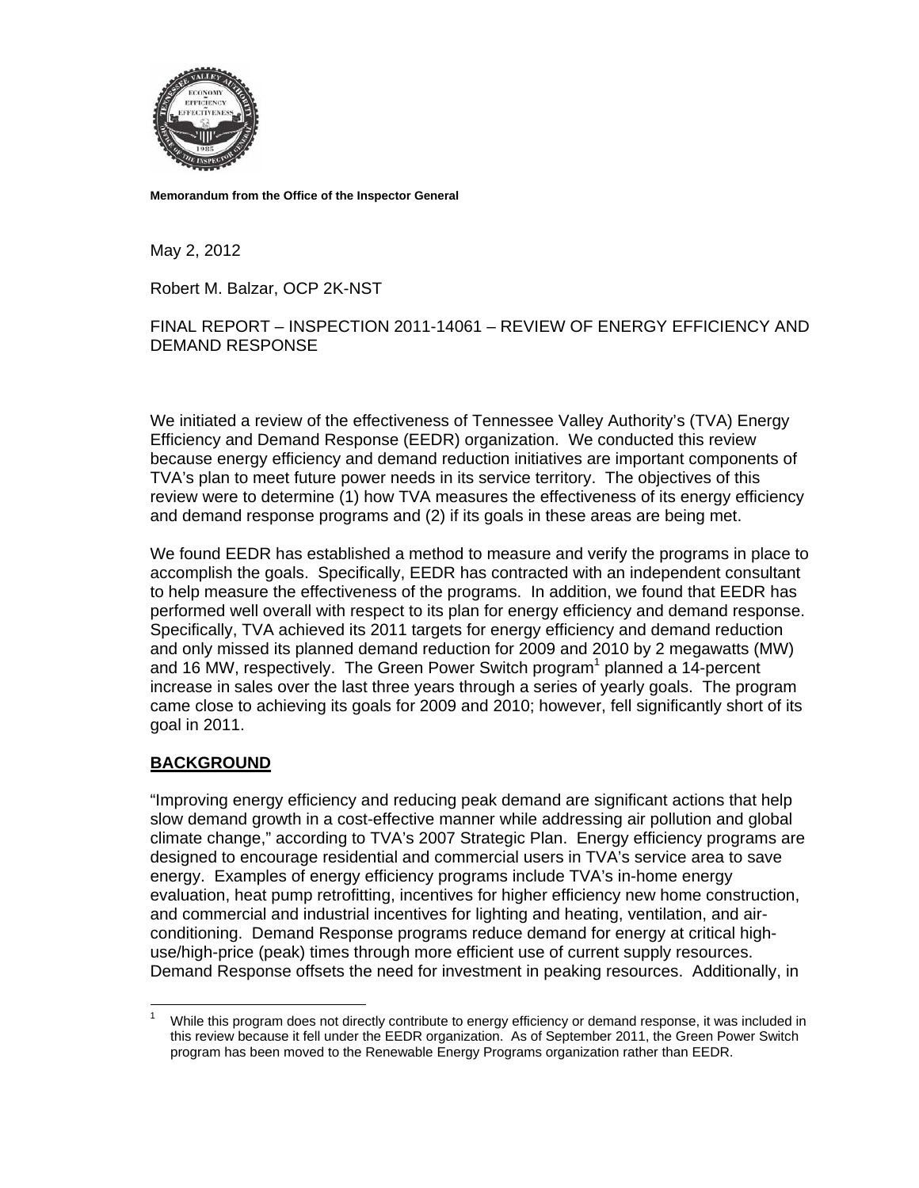**Memorandum from the Office of the Inspector General**

May 2, 2012

Robert M. Balzar, OCP 2K-NST

FINAL REPORT – INSPECTION 2011-14061 – REVIEW OF ENERGY EFFICIENCY AND DEMAND RESPONSE

We initiated a review of the effectiveness of Tennessee Valley Authority's (TVA) Energy Efficiency and Demand Response (EEDR) organization. We conducted this review because energy efficiency and demand reduction initiatives are important components of TVA's plan to meet future power needs in its service territory. The objectives of this review were to determine (1) how TVA measures the effectiveness of its energy efficiency and demand response programs and (2) if its goals in these areas are being met.

We found EEDR has established a method to measure and verify the programs in place to accomplish the goals. Specifically, EEDR has contracted with an independent consultant to help measure the effectiveness of the programs. In addition, we found that EEDR has performed well overall with respect to its plan for energy efficiency and demand response. Specifically, TVA achieved its 2011 targets for energy efficiency and demand reduction and only missed its planned demand reduction for 2009 and 2010 by 2 megawatts (MW) and 16 MW, respectively. The Green Power Switch program[1] planned a 14-percent increase in sales over the last three years through a series of yearly goals. The program came close to achieving its goals for 2009 and 2010; however, fell significantly short of its goal in 2011.

## BACKGROUND

"Improving energy efficiency and reducing peak demand are significant actions that help slow demand growth in a cost-effective manner while addressing air pollution and global climate change," according to TVA's 2007 Strategic Plan. Energy efficiency programs are designed to encourage residential and commercial users in TVA's service area to save energy. Examples of energy efficiency programs include TVA's in-home energy evaluation, heat pump retrofitting, incentives for higher efficiency new home construction, and commercial and industrial incentives for lighting and heating, ventilation, and air-conditioning. Demand Response programs reduce demand for energy at critical high-use/high-price (peak) times through more efficient use of current supply resources. Demand Response offsets the need for investment in peaking resources. Additionally, in

[1] While this program does not directly contribute to energy efficiency or demand response, it was included in this review because it fell under the EEDR organization. As of September 2011, the Green Power Switch program has been moved to the Renewable Energy Programs organization rather than EEDR.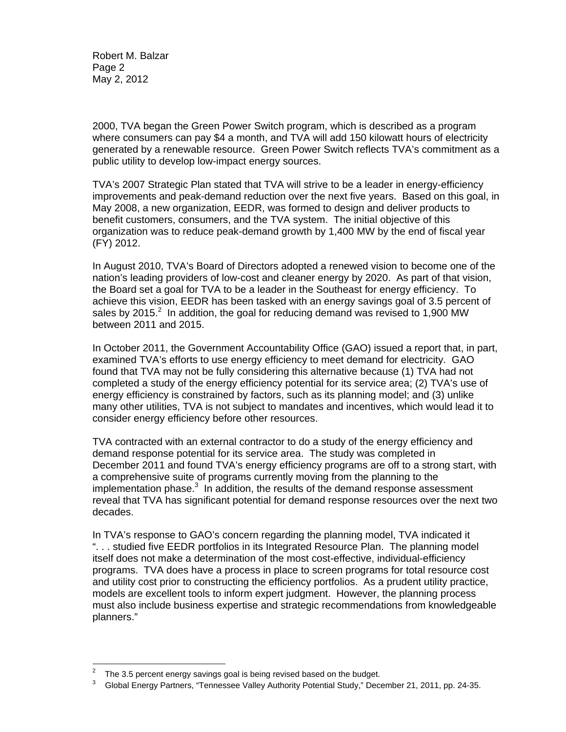2000, TVA began the Green Power Switch program, which is described as a program where consumers can pay $4 a month, and TVA will add 150 kilowatt hours of electricity generated by a renewable resource. Green Power Switch reflects TVA's commitment as a public utility to develop low-impact energy sources.

TVA's 2007 Strategic Plan stated that TVA will strive to be a leader in energy-efficiency improvements and peak-demand reduction over the next five years. Based on this goal, in May 2008, a new organization, EEDR, was formed to design and deliver products to benefit customers, consumers, and the TVA system. The initial objective of this organization was to reduce peak-demand growth by 1,400 MW by the end of fiscal year (FY) 2012.

In August 2010, TVA's Board of Directors adopted a renewed vision to become one of the nation's leading providers of low-cost and cleaner energy by 2020. As part of that vision, the Board set a goal for TVA to be a leader in the Southeast for energy efficiency. To achieve this vision, EEDR has been tasked with an energy savings goal of 3.5 percent of sales by 2015.[2] In addition, the goal for reducing demand was revised to 1,900 MW between 2011 and 2015.

In October 2011, the Government Accountability Office (GAO) issued a report that, in part, examined TVA's efforts to use energy efficiency to meet demand for electricity. GAO found that TVA may not be fully considering this alternative because (1) TVA had not completed a study of the energy efficiency potential for its service area; (2) TVA's use of energy efficiency is constrained by factors, such as its planning model; and (3) unlike many other utilities, TVA is not subject to mandates and incentives, which would lead it to consider energy efficiency before other resources.

TVA contracted with an external contractor to do a study of the energy efficiency and demand response potential for its service area. The study was completed in December 2011 and found TVA's energy efficiency programs are off to a strong start, with a comprehensive suite of programs currently moving from the planning to the implementation phase.[3] In addition, the results of the demand response assessment reveal that TVA has significant potential for demand response resources over the next two decades.

In TVA's response to GAO's concern regarding the planning model, TVA indicated it ". . . studied five EEDR portfolios in its Integrated Resource Plan. The planning model itself does not make a determination of the most cost-effective, individual-efficiency programs. TVA does have a process in place to screen programs for total resource cost and utility cost prior to constructing the efficiency portfolios. As a prudent utility practice, models are excellent tools to inform expert judgment. However, the planning process must also include business expertise and strategic recommendations from knowledgeable planners."

---

[2] The 3.5 percent energy savings goal is being revised based on the budget.

[3] Global Energy Partners, "Tennessee Valley Authority Potential Study," December 21, 2011, pp. 24-35.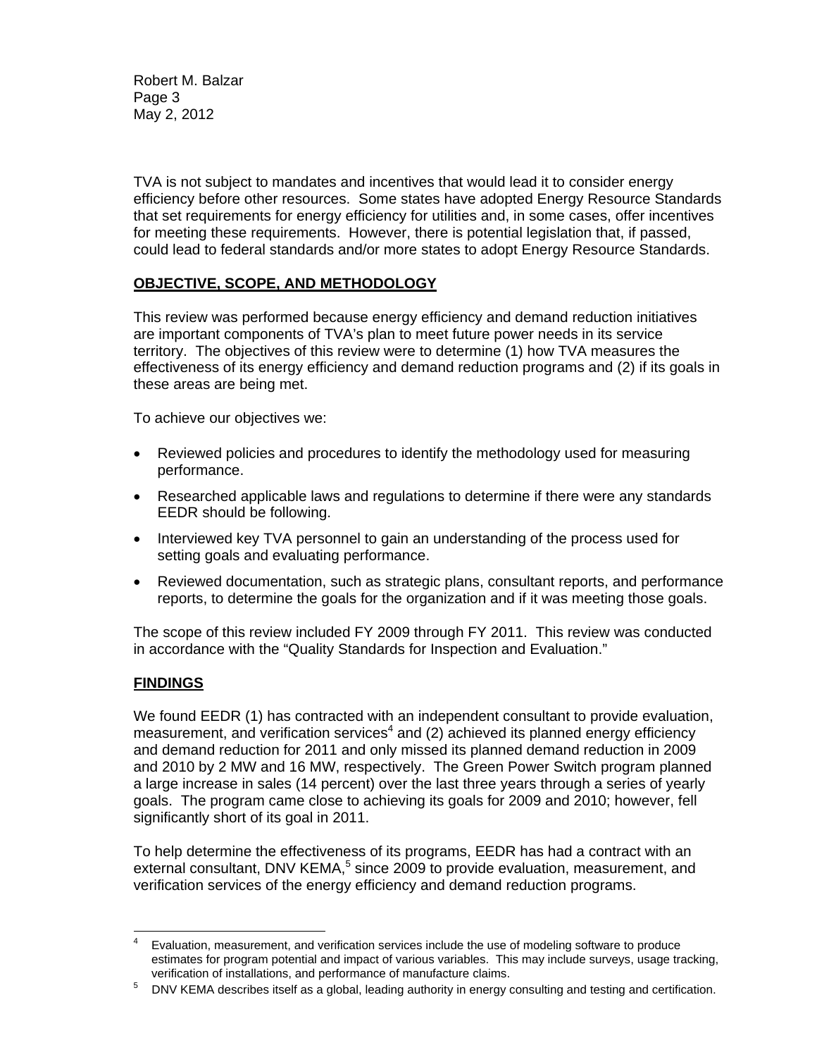TVA is not subject to mandates and incentives that would lead it to consider energy efficiency before other resources. Some states have adopted Energy Resource Standards that set requirements for energy efficiency for utilities and, in some cases, offer incentives for meeting these requirements. However, there is potential legislation that, if passed, could lead to federal standards and/or more states to adopt Energy Resource Standards.

## OBJECTIVE, SCOPE, AND METHODOLOGY

This review was performed because energy efficiency and demand reduction initiatives are important components of TVA's plan to meet future power needs in its service territory. The objectives of this review were to determine (1) how TVA measures the effectiveness of its energy efficiency and demand reduction programs and (2) if its goals in these areas are being met.

To achieve our objectives we:

- Reviewed policies and procedures to identify the methodology used for measuring performance.
- Researched applicable laws and regulations to determine if there were any standards EEDR should be following.
- Interviewed key TVA personnel to gain an understanding of the process used for setting goals and evaluating performance.
- Reviewed documentation, such as strategic plans, consultant reports, and performance reports, to determine the goals for the organization and if it was meeting those goals.

The scope of this review included FY 2009 through FY 2011. This review was conducted in accordance with the "Quality Standards for Inspection and Evaluation."

## FINDINGS

We found EEDR (1) has contracted with an independent consultant to provide evaluation, measurement, and verification services[4] and (2) achieved its planned energy efficiency and demand reduction for 2011 and only missed its planned demand reduction in 2009 and 2010 by 2 MW and 16 MW, respectively. The Green Power Switch program planned a large increase in sales (14 percent) over the last three years through a series of yearly goals. The program came close to achieving its goals for 2009 and 2010; however, fell significantly short of its goal in 2011.

To help determine the effectiveness of its programs, EEDR has had a contract with an external consultant, DNV KEMA,[5] since 2009 to provide evaluation, measurement, and verification services of the energy efficiency and demand reduction programs.

---

[4] Evaluation, measurement, and verification services include the use of modeling software to produce estimates for program potential and impact of various variables. This may include surveys, usage tracking, verification of installations, and performance of manufacture claims.

[5] DNV KEMA describes itself as a global, leading authority in energy consulting and testing and certification.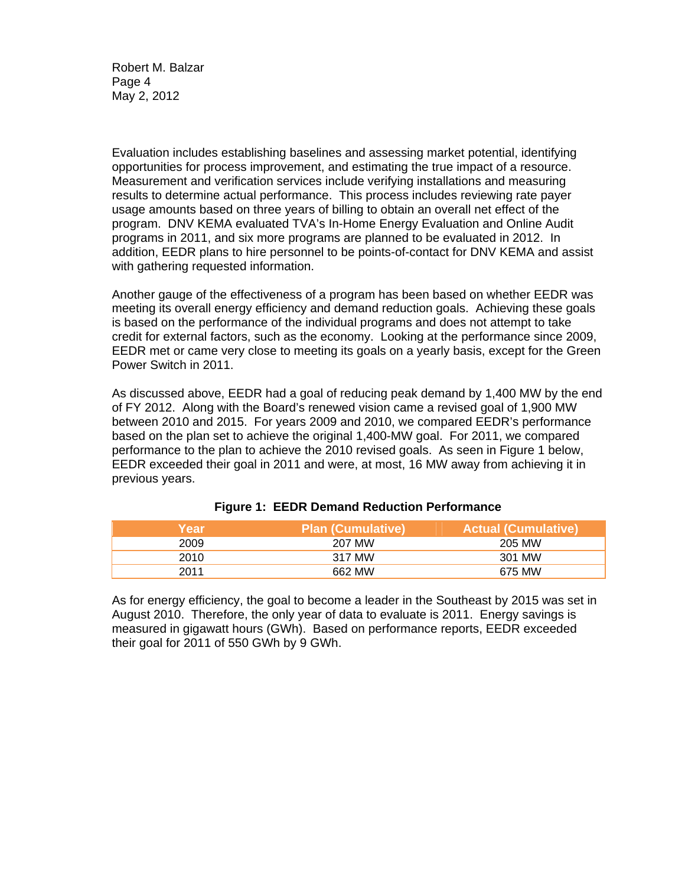Evaluation includes establishing baselines and assessing market potential, identifying opportunities for process improvement, and estimating the true impact of a resource. Measurement and verification services include verifying installations and measuring results to determine actual performance. This process includes reviewing rate payer usage amounts based on three years of billing to obtain an overall net effect of the program. DNV KEMA evaluated TVA's In-Home Energy Evaluation and Online Audit programs in 2011, and six more programs are planned to be evaluated in 2012. In addition, EEDR plans to hire personnel to be points-of-contact for DNV KEMA and assist with gathering requested information.

Another gauge of the effectiveness of a program has been based on whether EEDR was meeting its overall energy efficiency and demand reduction goals. Achieving these goals is based on the performance of the individual programs and does not attempt to take credit for external factors, such as the economy. Looking at the performance since 2009, EEDR met or came very close to meeting its goals on a yearly basis, except for the Green Power Switch in 2011.

As discussed above, EEDR had a goal of reducing peak demand by 1,400 MW by the end of FY 2012. Along with the Board's renewed vision came a revised goal of 1,900 MW between 2010 and 2015. For years 2009 and 2010, we compared EEDR's performance based on the plan set to achieve the original 1,400-MW goal. For 2011, we compared performance to the plan to achieve the 2010 revised goals. As seen in Figure 1 below, EEDR exceeded their goal in 2011 and were, at most, 16 MW away from achieving it in previous years.

**Figure 1: EEDR Demand Reduction Performance**

| Year | Plan (Cumulative) | Actual (Cumulative) |
|---|---|---|
| 2009 | 207 MW | 205 MW |
| 2010 | 317 MW | 301 MW |
| 2011 | 662 MW | 675 MW |

As for energy efficiency, the goal to become a leader in the Southeast by 2015 was set in August 2010. Therefore, the only year of data to evaluate is 2011. Energy savings is measured in gigawatt hours (GWh). Based on performance reports, EEDR exceeded their goal for 2011 of 550 GWh by 9 GWh.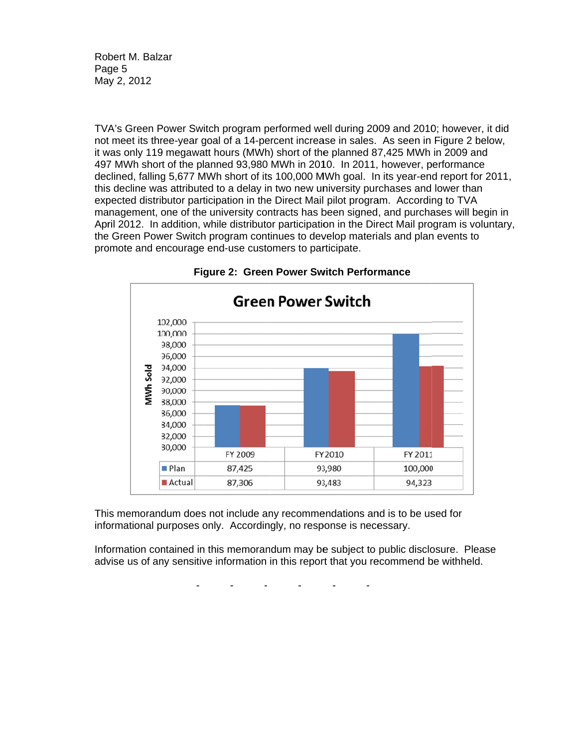TVA's Green Power Switch program performed well during 2009 and 2010; however, it did not meet its three-year goal of a 14-percent increase in sales. As seen in Figure 2 below, it was only 119 megawatt hours (MWh) short of the planned 87,425 MWh in 2009 and 497 MWh short of the planned 93,980 MWh in 2010. In 2011, however, performance declined, falling 5,677 MWh short of its 100,000 MWh goal. In its year-end report for 2011, this decline was attributed to a delay in two new university purchases and lower than expected distributor participation in the Direct Mail pilot program. According to TVA management, one of the university contracts has been signed, and purchases will begin in April 2012. In addition, while distributor participation in the Direct Mail program is voluntary, the Green Power Switch program continues to develop materials and plan events to promote and encourage end-use customers to participate.

**Figure 2: Green Power Switch Performance**

**Green Power Switch**

| | FY 2009 | FY 2010 | FY 2011 |
|---|---|---|---|
| Plan | 87,425 | 93,980 | 100,000 |
| Actual | 87,306 | 93,483 | 94,323 |

This memorandum does not include any recommendations and is to be used for informational purposes only. Accordingly, no response is necessary.

Information contained in this memorandum may be subject to public disclosure. Please advise us of any sensitive information in this report that you recommend be withheld.

\- - - - - -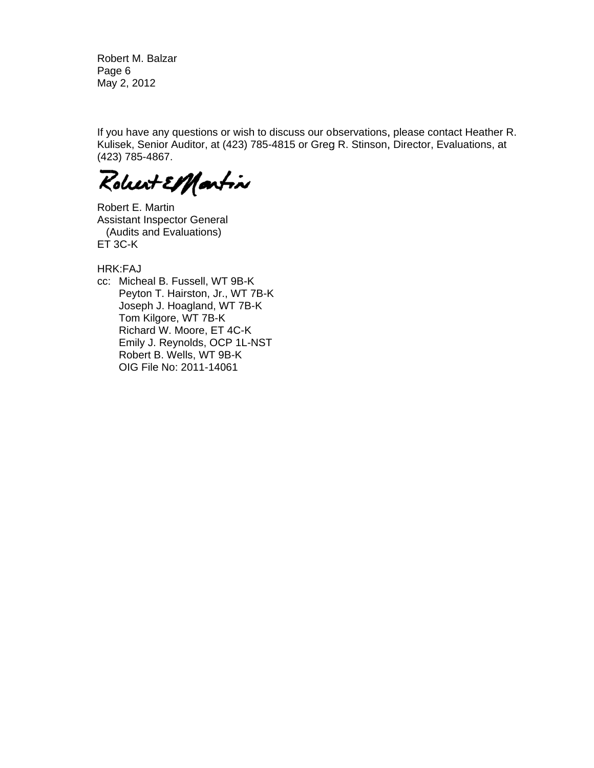If you have any questions or wish to discuss our observations, please contact Heather R. Kulisek, Senior Auditor, at (423) 785-4815 or Greg R. Stinson, Director, Evaluations, at (423) 785-4867.

Robert E. Martin

Robert E. Martin
Assistant Inspector General
(Audits and Evaluations)
ET 3C-K

HRK:FAJ

cc: Micheal B. Fussell, WT 9B-K
Peyton T. Hairston, Jr., WT 7B-K
Joseph J. Hoagland, WT 7B-K
Tom Kilgore, WT 7B-K
Richard W. Moore, ET 4C-K
Emily J. Reynolds, OCP 1L-NST
Robert B. Wells, WT 9B-K
OIG File No: 2011-14061